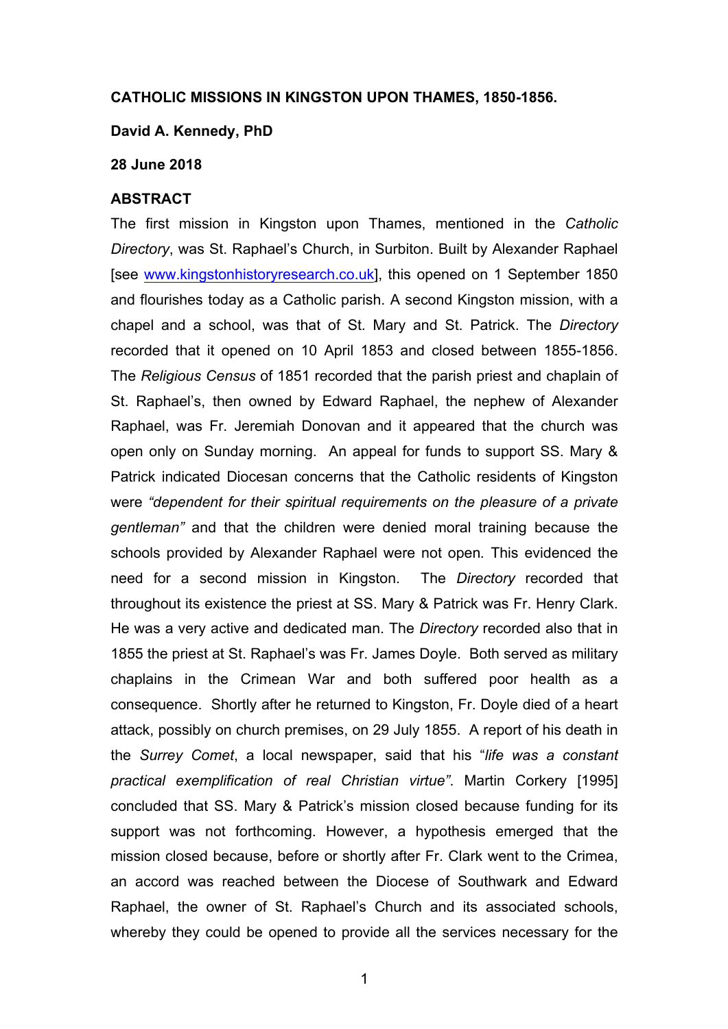**CATHOLIC MISSIONS IN KINGSTON UPON THAMES, 1850-1856.**

**David A. Kennedy, PhD**

**28 June 2018**

**ABSTRACT**

The first mission in Kingston upon Thames, mentioned in the *Catholic Directory*, was St. Raphael's Church, in Surbiton. Built by Alexander Raphael [see www.kingstonhistoryresearch.co.uk], this opened on 1 September 1850 and flourishes today as a Catholic parish. A second Kingston mission, with a chapel and a school, was that of St. Mary and St. Patrick. The *Directory* recorded that it opened on 10 April 1853 and closed between 1855-1856. The *Religious Census* of 1851 recorded that the parish priest and chaplain of St. Raphael's, then owned by Edward Raphael, the nephew of Alexander Raphael, was Fr. Jeremiah Donovan and it appeared that the church was open only on Sunday morning. An appeal for funds to support SS. Mary & Patrick indicated Diocesan concerns that the Catholic residents of Kingston were *"dependent for their spiritual requirements on the pleasure of a private gentleman"* and that the children were denied moral training because the schools provided by Alexander Raphael were not open. This evidenced the need for a second mission in Kingston. The *Directory* recorded that throughout its existence the priest at SS. Mary & Patrick was Fr. Henry Clark. He was a very active and dedicated man. The *Directory* recorded also that in 1855 the priest at St. Raphael's was Fr. James Doyle. Both served as military chaplains in the Crimean War and both suffered poor health as a consequence. Shortly after he returned to Kingston, Fr. Doyle died of a heart attack, possibly on church premises, on 29 July 1855. A report of his death in the *Surrey Comet*, a local newspaper, said that his "*life was a constant practical exemplification of real Christian virtue"*. Martin Corkery [1995] concluded that SS. Mary & Patrick's mission closed because funding for its support was not forthcoming. However, a hypothesis emerged that the mission closed because, before or shortly after Fr. Clark went to the Crimea, an accord was reached between the Diocese of Southwark and Edward Raphael, the owner of St. Raphael's Church and its associated schools, whereby they could be opened to provide all the services necessary for the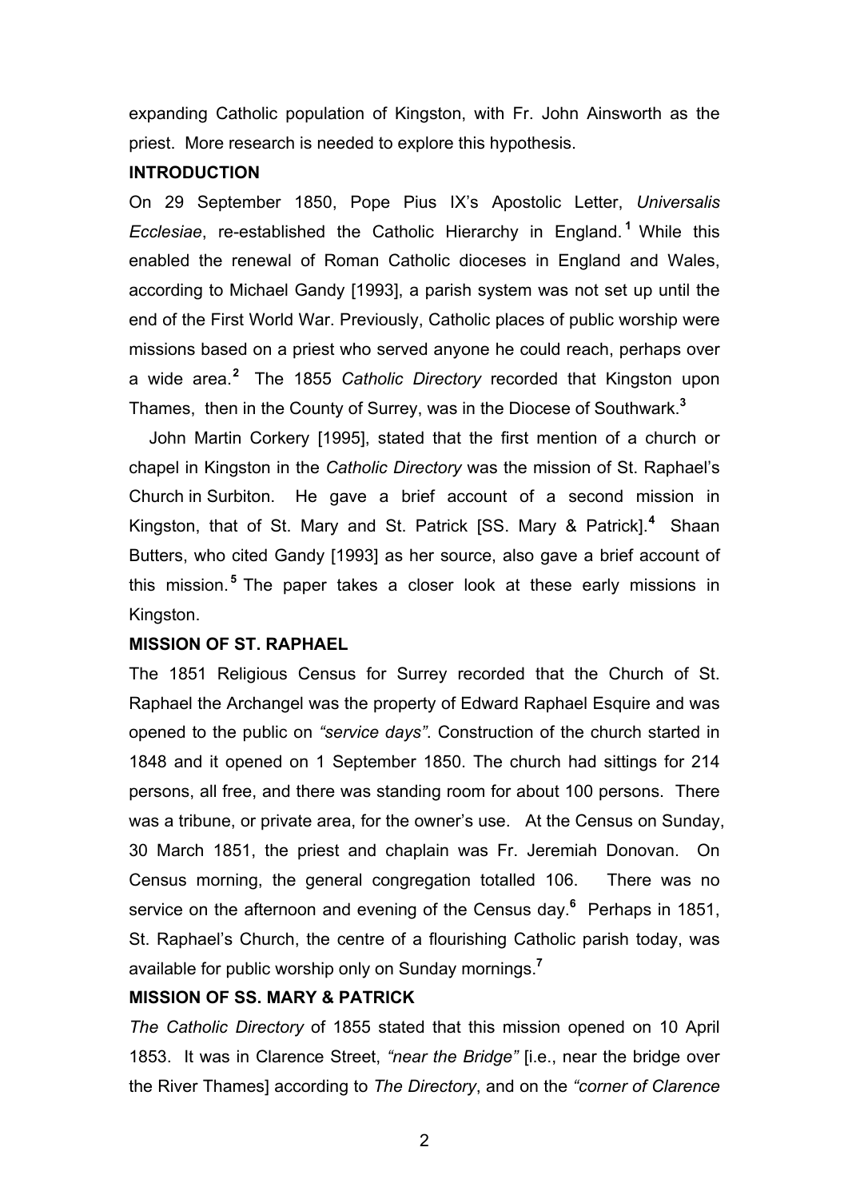expanding Catholic population of Kingston, with Fr. John Ainsworth as the priest. More research is needed to explore this hypothesis.

**INTRODUCTION**

On 29 September 1850, Pope Pius IX's Apostolic Letter, *Universalis Ecclesiae*, re-established the Catholic Hierarchy in England.[1] While this enabled the renewal of Roman Catholic dioceses in England and Wales, according to Michael Gandy [1993], a parish system was not set up until the end of the First World War. Previously, Catholic places of public worship were missions based on a priest who served anyone he could reach, perhaps over a wide area.[2] The 1855 *Catholic Directory* recorded that Kingston upon Thames, then in the County of Surrey, was in the Diocese of Southwark.[3]

John Martin Corkery [1995], stated that the first mention of a church or chapel in Kingston in the *Catholic Directory* was the mission of St. Raphael's Church in Surbiton. He gave a brief account of a second mission in Kingston, that of St. Mary and St. Patrick [SS. Mary & Patrick].[4] Shaan Butters, who cited Gandy [1993] as her source, also gave a brief account of this mission.[5] The paper takes a closer look at these early missions in Kingston.

**MISSION OF ST. RAPHAEL**

The 1851 Religious Census for Surrey recorded that the Church of St. Raphael the Archangel was the property of Edward Raphael Esquire and was opened to the public on *"service days"*. Construction of the church started in 1848 and it opened on 1 September 1850. The church had sittings for 214 persons, all free, and there was standing room for about 100 persons. There was a tribune, or private area, for the owner's use. At the Census on Sunday, 30 March 1851, the priest and chaplain was Fr. Jeremiah Donovan. On Census morning, the general congregation totalled 106. There was no service on the afternoon and evening of the Census day.[6] Perhaps in 1851, St. Raphael's Church, the centre of a flourishing Catholic parish today, was available for public worship only on Sunday mornings.[7]

**MISSION OF SS. MARY & PATRICK**

*The Catholic Directory* of 1855 stated that this mission opened on 10 April 1853. It was in Clarence Street, *"near the Bridge"* [i.e., near the bridge over the River Thames] according to *The Directory*, and on the *"corner of Clarence*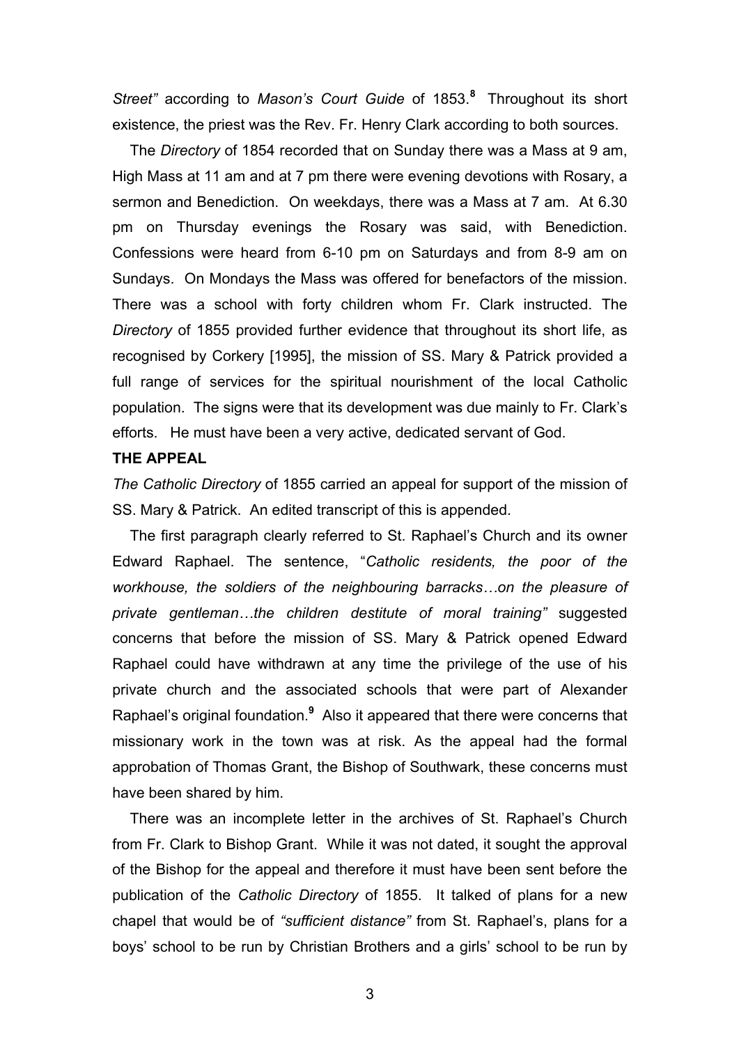*Street"* according to *Mason's Court Guide* of 1853.[8] Throughout its short existence, the priest was the Rev. Fr. Henry Clark according to both sources.

The *Directory* of 1854 recorded that on Sunday there was a Mass at 9 am, High Mass at 11 am and at 7 pm there were evening devotions with Rosary, a sermon and Benediction. On weekdays, there was a Mass at 7 am. At 6.30 pm on Thursday evenings the Rosary was said, with Benediction. Confessions were heard from 6-10 pm on Saturdays and from 8-9 am on Sundays. On Mondays the Mass was offered for benefactors of the mission. There was a school with forty children whom Fr. Clark instructed. The *Directory* of 1855 provided further evidence that throughout its short life, as recognised by Corkery [1995], the mission of SS. Mary & Patrick provided a full range of services for the spiritual nourishment of the local Catholic population. The signs were that its development was due mainly to Fr. Clark's efforts. He must have been a very active, dedicated servant of God.

**THE APPEAL**

*The Catholic Directory* of 1855 carried an appeal for support of the mission of SS. Mary & Patrick. An edited transcript of this is appended.

The first paragraph clearly referred to St. Raphael's Church and its owner Edward Raphael. The sentence, "*Catholic residents, the poor of the workhouse, the soldiers of the neighbouring barracks…on the pleasure of private gentleman…the children destitute of moral training"* suggested concerns that before the mission of SS. Mary & Patrick opened Edward Raphael could have withdrawn at any time the privilege of the use of his private church and the associated schools that were part of Alexander Raphael's original foundation.[9] Also it appeared that there were concerns that missionary work in the town was at risk. As the appeal had the formal approbation of Thomas Grant, the Bishop of Southwark, these concerns must have been shared by him.

There was an incomplete letter in the archives of St. Raphael's Church from Fr. Clark to Bishop Grant. While it was not dated, it sought the approval of the Bishop for the appeal and therefore it must have been sent before the publication of the *Catholic Directory* of 1855. It talked of plans for a new chapel that would be of *"sufficient distance"* from St. Raphael's, plans for a boys' school to be run by Christian Brothers and a girls' school to be run by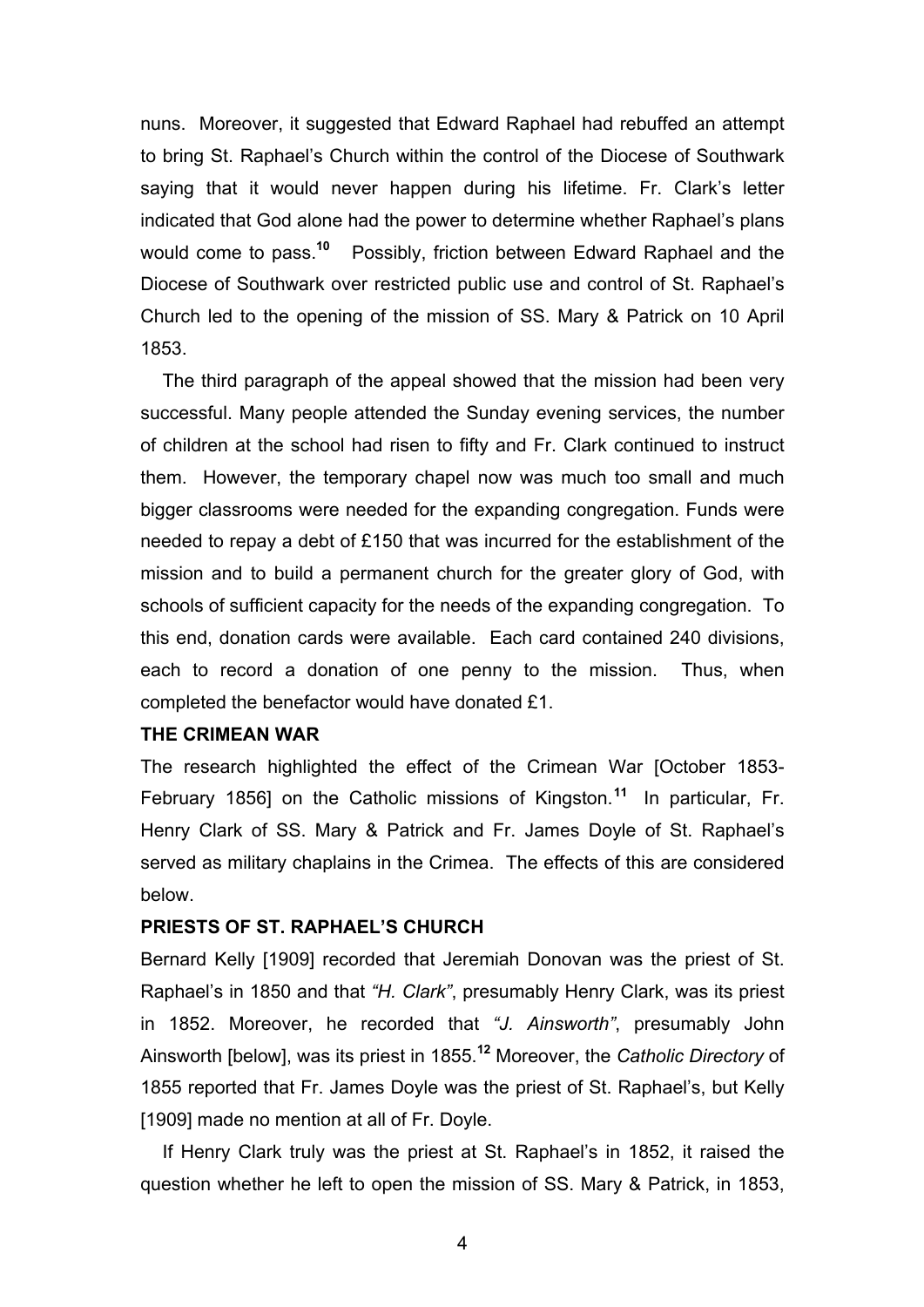nuns. Moreover, it suggested that Edward Raphael had rebuffed an attempt to bring St. Raphael's Church within the control of the Diocese of Southwark saying that it would never happen during his lifetime. Fr. Clark's letter indicated that God alone had the power to determine whether Raphael's plans would come to pass.[10] Possibly, friction between Edward Raphael and the Diocese of Southwark over restricted public use and control of St. Raphael's Church led to the opening of the mission of SS. Mary & Patrick on 10 April 1853.

The third paragraph of the appeal showed that the mission had been very successful. Many people attended the Sunday evening services, the number of children at the school had risen to fifty and Fr. Clark continued to instruct them. However, the temporary chapel now was much too small and much bigger classrooms were needed for the expanding congregation. Funds were needed to repay a debt of £150 that was incurred for the establishment of the mission and to build a permanent church for the greater glory of God, with schools of sufficient capacity for the needs of the expanding congregation. To this end, donation cards were available. Each card contained 240 divisions, each to record a donation of one penny to the mission. Thus, when completed the benefactor would have donated £1.

**THE CRIMEAN WAR**

The research highlighted the effect of the Crimean War [October 1853-February 1856] on the Catholic missions of Kingston.[11] In particular, Fr. Henry Clark of SS. Mary & Patrick and Fr. James Doyle of St. Raphael's served as military chaplains in the Crimea. The effects of this are considered below.

**PRIESTS OF ST. RAPHAEL'S CHURCH**

Bernard Kelly [1909] recorded that Jeremiah Donovan was the priest of St. Raphael's in 1850 and that *"H. Clark"*, presumably Henry Clark, was its priest in 1852. Moreover, he recorded that *"J. Ainsworth"*, presumably John Ainsworth [below], was its priest in 1855.[12] Moreover, the *Catholic Directory* of 1855 reported that Fr. James Doyle was the priest of St. Raphael's, but Kelly [1909] made no mention at all of Fr. Doyle.

If Henry Clark truly was the priest at St. Raphael's in 1852, it raised the question whether he left to open the mission of SS. Mary & Patrick, in 1853,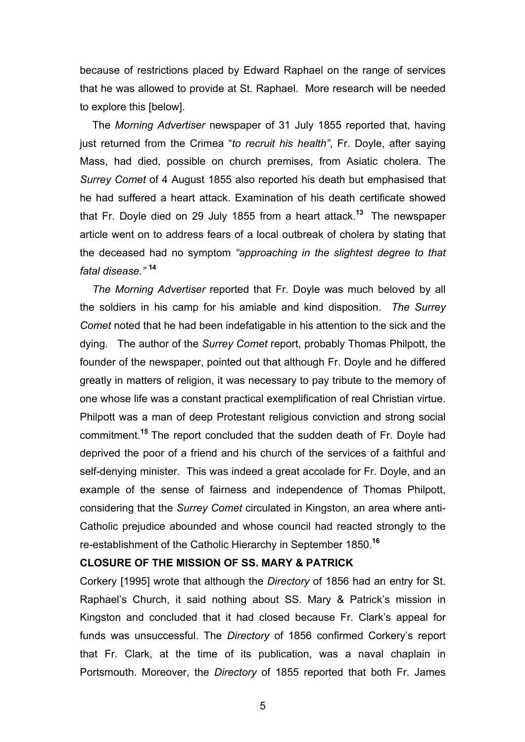because of restrictions placed by Edward Raphael on the range of services that he was allowed to provide at St. Raphael. More research will be needed to explore this [below].

The *Morning Advertiser* newspaper of 31 July 1855 reported that, having just returned from the Crimea "*to recruit his health"*, Fr. Doyle, after saying Mass, had died, possible on church premises, from Asiatic cholera. The *Surrey Comet* of 4 August 1855 also reported his death but emphasised that he had suffered a heart attack. Examination of his death certificate showed that Fr. Doyle died on 29 July 1855 from a heart attack.[13] The newspaper article went on to address fears of a local outbreak of cholera by stating that the deceased had no symptom *"approaching in the slightest degree to that fatal disease."* [14]

*The Morning Advertiser* reported that Fr. Doyle was much beloved by all the soldiers in his camp for his amiable and kind disposition. *The Surrey Comet* noted that he had been indefatigable in his attention to the sick and the dying. The author of the *Surrey Comet* report, probably Thomas Philpott, the founder of the newspaper, pointed out that although Fr. Doyle and he differed greatly in matters of religion, it was necessary to pay tribute to the memory of one whose life was a constant practical exemplification of real Christian virtue. Philpott was a man of deep Protestant religious conviction and strong social commitment.[15] The report concluded that the sudden death of Fr. Doyle had deprived the poor of a friend and his church of the services of a faithful and self-denying minister. This was indeed a great accolade for Fr. Doyle, and an example of the sense of fairness and independence of Thomas Philpott, considering that the *Surrey Comet* circulated in Kingston, an area where anti-Catholic prejudice abounded and whose council had reacted strongly to the re-establishment of the Catholic Hierarchy in September 1850.[16]

**CLOSURE OF THE MISSION OF SS. MARY & PATRICK**

Corkery [1995] wrote that although the *Directory* of 1856 had an entry for St. Raphael's Church, it said nothing about SS. Mary & Patrick's mission in Kingston and concluded that it had closed because Fr. Clark's appeal for funds was unsuccessful. The *Directory* of 1856 confirmed Corkery's report that Fr. Clark, at the time of its publication, was a naval chaplain in Portsmouth. Moreover, the *Directory* of 1855 reported that both Fr. James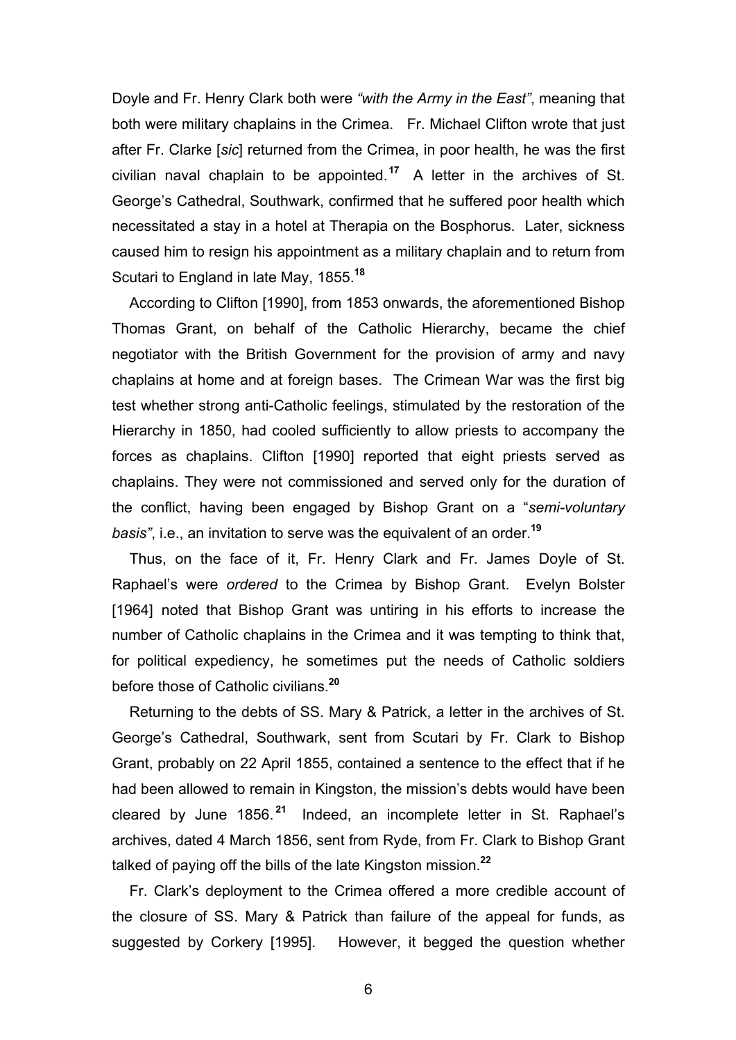Doyle and Fr. Henry Clark both were *"with the Army in the East"*, meaning that both were military chaplains in the Crimea. Fr. Michael Clifton wrote that just after Fr. Clarke [*sic*] returned from the Crimea, in poor health, he was the first civilian naval chaplain to be appointed.[17] A letter in the archives of St. George's Cathedral, Southwark, confirmed that he suffered poor health which necessitated a stay in a hotel at Therapia on the Bosphorus. Later, sickness caused him to resign his appointment as a military chaplain and to return from Scutari to England in late May, 1855.[18]

According to Clifton [1990], from 1853 onwards, the aforementioned Bishop Thomas Grant, on behalf of the Catholic Hierarchy, became the chief negotiator with the British Government for the provision of army and navy chaplains at home and at foreign bases. The Crimean War was the first big test whether strong anti-Catholic feelings, stimulated by the restoration of the Hierarchy in 1850, had cooled sufficiently to allow priests to accompany the forces as chaplains. Clifton [1990] reported that eight priests served as chaplains. They were not commissioned and served only for the duration of the conflict, having been engaged by Bishop Grant on a "*semi-voluntary basis"*, i.e., an invitation to serve was the equivalent of an order.[19]

Thus, on the face of it, Fr. Henry Clark and Fr. James Doyle of St. Raphael's were *ordered* to the Crimea by Bishop Grant. Evelyn Bolster [1964] noted that Bishop Grant was untiring in his efforts to increase the number of Catholic chaplains in the Crimea and it was tempting to think that, for political expediency, he sometimes put the needs of Catholic soldiers before those of Catholic civilians.[20]

Returning to the debts of SS. Mary & Patrick, a letter in the archives of St. George's Cathedral, Southwark, sent from Scutari by Fr. Clark to Bishop Grant, probably on 22 April 1855, contained a sentence to the effect that if he had been allowed to remain in Kingston, the mission's debts would have been cleared by June 1856.[21] Indeed, an incomplete letter in St. Raphael's archives, dated 4 March 1856, sent from Ryde, from Fr. Clark to Bishop Grant talked of paying off the bills of the late Kingston mission.[22]

Fr. Clark's deployment to the Crimea offered a more credible account of the closure of SS. Mary & Patrick than failure of the appeal for funds, as suggested by Corkery [1995]. However, it begged the question whether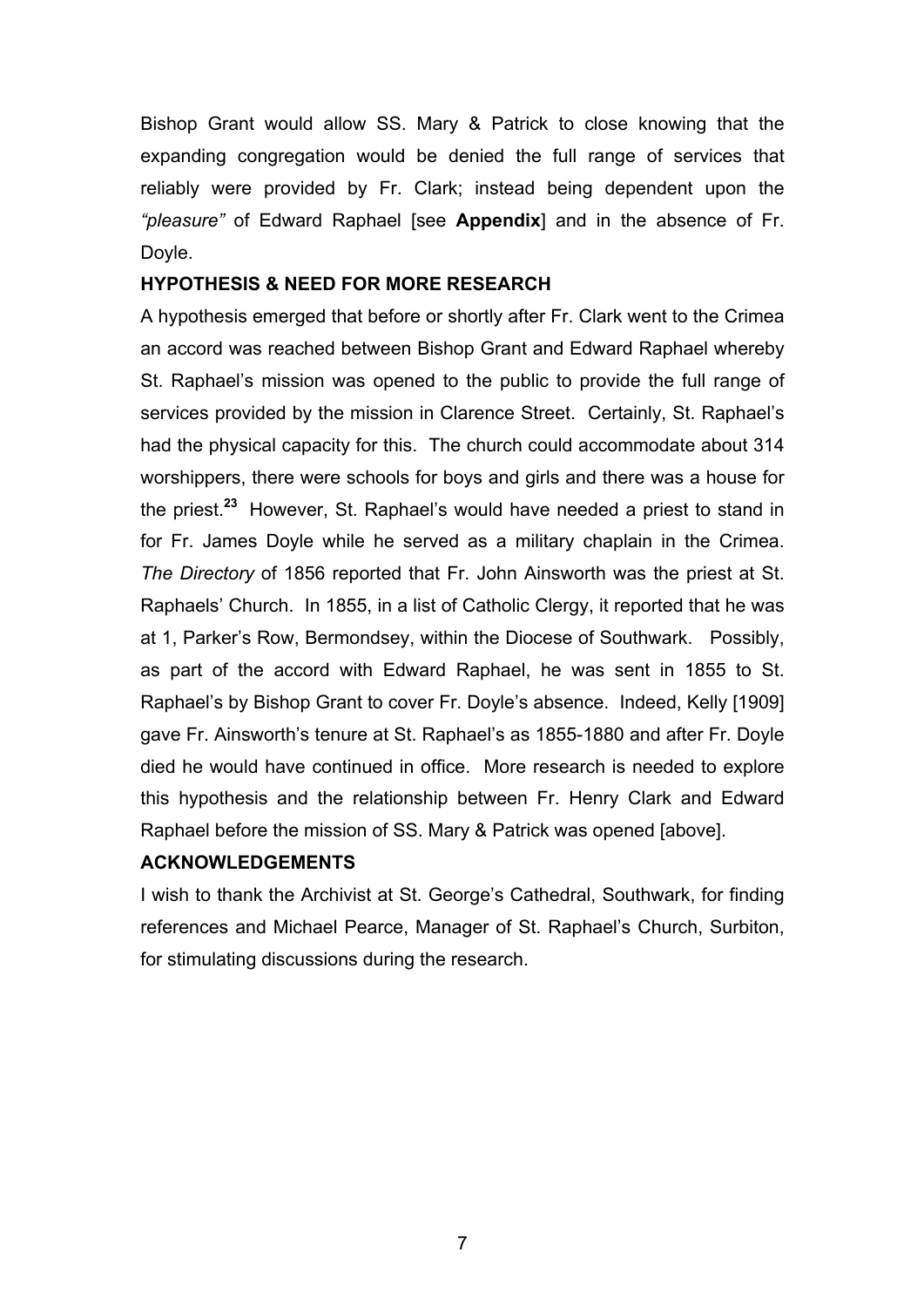Bishop Grant would allow SS. Mary & Patrick to close knowing that the expanding congregation would be denied the full range of services that reliably were provided by Fr. Clark; instead being dependent upon the *"pleasure"* of Edward Raphael [see **Appendix**] and in the absence of Fr. Doyle.

**HYPOTHESIS & NEED FOR MORE RESEARCH**

A hypothesis emerged that before or shortly after Fr. Clark went to the Crimea an accord was reached between Bishop Grant and Edward Raphael whereby St. Raphael's mission was opened to the public to provide the full range of services provided by the mission in Clarence Street. Certainly, St. Raphael's had the physical capacity for this. The church could accommodate about 314 worshippers, there were schools for boys and girls and there was a house for the priest.[23] However, St. Raphael's would have needed a priest to stand in for Fr. James Doyle while he served as a military chaplain in the Crimea. *The Directory* of 1856 reported that Fr. John Ainsworth was the priest at St. Raphaels' Church. In 1855, in a list of Catholic Clergy, it reported that he was at 1, Parker's Row, Bermondsey, within the Diocese of Southwark. Possibly, as part of the accord with Edward Raphael, he was sent in 1855 to St. Raphael's by Bishop Grant to cover Fr. Doyle's absence. Indeed, Kelly [1909] gave Fr. Ainsworth's tenure at St. Raphael's as 1855-1880 and after Fr. Doyle died he would have continued in office. More research is needed to explore this hypothesis and the relationship between Fr. Henry Clark and Edward Raphael before the mission of SS. Mary & Patrick was opened [above].

**ACKNOWLEDGEMENTS**

I wish to thank the Archivist at St. George's Cathedral, Southwark, for finding references and Michael Pearce, Manager of St. Raphael's Church, Surbiton, for stimulating discussions during the research.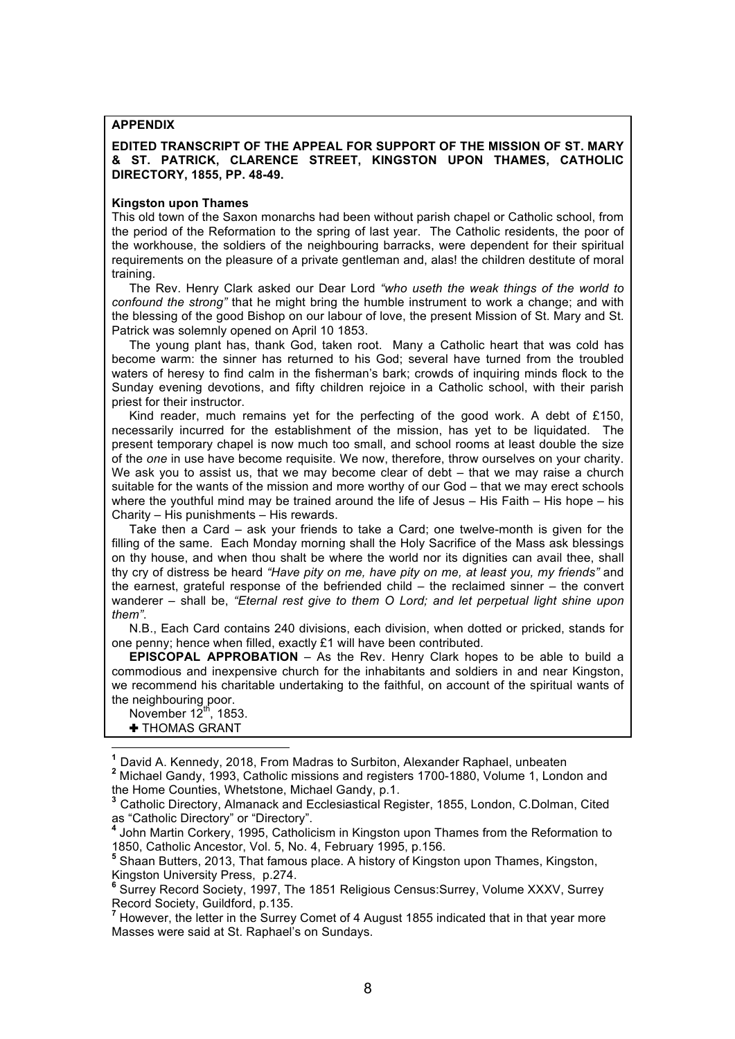**APPENDIX**

**EDITED TRANSCRIPT OF THE APPEAL FOR SUPPORT OF THE MISSION OF ST. MARY & ST. PATRICK, CLARENCE STREET, KINGSTON UPON THAMES, CATHOLIC DIRECTORY, 1855, PP. 48-49.**

**Kingston upon Thames**

This old town of the Saxon monarchs had been without parish chapel or Catholic school, from the period of the Reformation to the spring of last year. The Catholic residents, the poor of the workhouse, the soldiers of the neighbouring barracks, were dependent for their spiritual requirements on the pleasure of a private gentleman and, alas! the children destitute of moral training.

The Rev. Henry Clark asked our Dear Lord *"who useth the weak things of the world to confound the strong"* that he might bring the humble instrument to work a change; and with the blessing of the good Bishop on our labour of love, the present Mission of St. Mary and St. Patrick was solemnly opened on April 10 1853.

The young plant has, thank God, taken root. Many a Catholic heart that was cold has become warm: the sinner has returned to his God; several have turned from the troubled waters of heresy to find calm in the fisherman's bark; crowds of inquiring minds flock to the Sunday evening devotions, and fifty children rejoice in a Catholic school, with their parish priest for their instructor.

Kind reader, much remains yet for the perfecting of the good work. A debt of £150, necessarily incurred for the establishment of the mission, has yet to be liquidated. The present temporary chapel is now much too small, and school rooms at least double the size of the *one* in use have become requisite. We now, therefore, throw ourselves on your charity. We ask you to assist us, that we may become clear of debt – that we may raise a church suitable for the wants of the mission and more worthy of our God – that we may erect schools where the youthful mind may be trained around the life of Jesus – His Faith – His hope – his Charity – His punishments – His rewards.

Take then a Card – ask your friends to take a Card; one twelve-month is given for the filling of the same. Each Monday morning shall the Holy Sacrifice of the Mass ask blessings on thy house, and when thou shalt be where the world nor its dignities can avail thee, shall thy cry of distress be heard *"Have pity on me, have pity on me, at least you, my friends"* and the earnest, grateful response of the befriended child – the reclaimed sinner – the convert wanderer – shall be, *"Eternal rest give to them O Lord; and let perpetual light shine upon them"*.

N.B., Each Card contains 240 divisions, each division, when dotted or pricked, stands for one penny; hence when filled, exactly £1 will have been contributed.

**EPISCOPAL APPROBATION** – As the Rev. Henry Clark hopes to be able to build a commodious and inexpensive church for the inhabitants and soldiers in and near Kingston, we recommend his charitable undertaking to the faithful, on account of the spiritual wants of the neighbouring poor.

November 12th, 1853.

✚ THOMAS GRANT

---

[1] David A. Kennedy, 2018, From Madras to Surbiton, Alexander Raphael, unbeaten

[2] Michael Gandy, 1993, Catholic missions and registers 1700-1880, Volume 1, London and the Home Counties, Whetstone, Michael Gandy, p.1.

[3] Catholic Directory, Almanack and Ecclesiastical Register, 1855, London, C.Dolman, Cited as "Catholic Directory" or "Directory".

[4] John Martin Corkery, 1995, Catholicism in Kingston upon Thames from the Reformation to 1850, Catholic Ancestor, Vol. 5, No. 4, February 1995, p.156.

[5] Shaan Butters, 2013, That famous place. A history of Kingston upon Thames, Kingston, Kingston University Press, p.274.

[6] Surrey Record Society, 1997, The 1851 Religious Census:Surrey, Volume XXXV, Surrey Record Society, Guildford, p.135.

[7] However, the letter in the Surrey Comet of 4 August 1855 indicated that in that year more Masses were said at St. Raphael's on Sundays.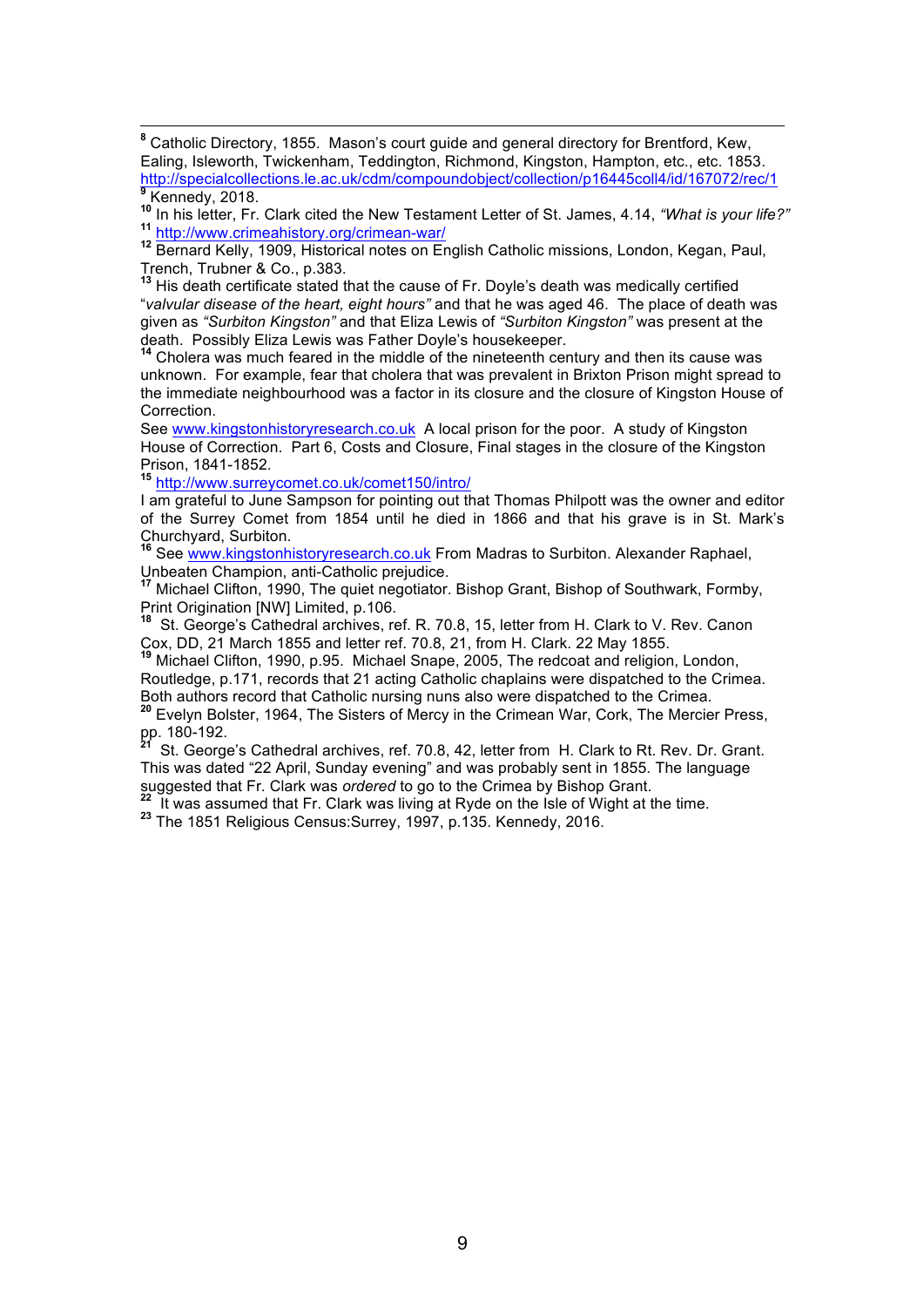[8] Catholic Directory, 1855. Mason's court guide and general directory for Brentford, Kew, Ealing, Isleworth, Twickenham, Teddington, Richmond, Kingston, Hampton, etc., etc. 1853. http://specialcollections.le.ac.uk/cdm/compoundobject/collection/p16445coll4/id/167072/rec/1

[9] Kennedy, 2018.

[10] In his letter, Fr. Clark cited the New Testament Letter of St. James, 4.14, *"What is your life?"*

[11] http://www.crimeahistory.org/crimean-war/

[12] Bernard Kelly, 1909, Historical notes on English Catholic missions, London, Kegan, Paul, Trench, Trubner & Co., p.383.

[13] His death certificate stated that the cause of Fr. Doyle's death was medically certified "*valvular disease of the heart, eight hours"* and that he was aged 46. The place of death was given as *"Surbiton Kingston"* and that Eliza Lewis of *"Surbiton Kingston"* was present at the death. Possibly Eliza Lewis was Father Doyle's housekeeper.

[14] Cholera was much feared in the middle of the nineteenth century and then its cause was unknown. For example, fear that cholera that was prevalent in Brixton Prison might spread to the immediate neighbourhood was a factor in its closure and the closure of Kingston House of Correction.

See www.kingstonhistoryresearch.co.uk A local prison for the poor. A study of Kingston House of Correction. Part 6, Costs and Closure, Final stages in the closure of the Kingston Prison, 1841-1852.

[15] http://www.surreycomet.co.uk/comet150/intro/

I am grateful to June Sampson for pointing out that Thomas Philpott was the owner and editor of the Surrey Comet from 1854 until he died in 1866 and that his grave is in St. Mark's Churchyard, Surbiton.

[16] See www.kingstonhistoryresearch.co.uk From Madras to Surbiton. Alexander Raphael, Unbeaten Champion, anti-Catholic prejudice.

[17] Michael Clifton, 1990, The quiet negotiator. Bishop Grant, Bishop of Southwark, Formby, Print Origination [NW] Limited, p.106.

[18] St. George's Cathedral archives, ref. R. 70.8, 15, letter from H. Clark to V. Rev. Canon Cox, DD, 21 March 1855 and letter ref. 70.8, 21, from H. Clark. 22 May 1855.

[19] Michael Clifton, 1990, p.95. Michael Snape, 2005, The redcoat and religion, London, Routledge, p.171, records that 21 acting Catholic chaplains were dispatched to the Crimea. Both authors record that Catholic nursing nuns also were dispatched to the Crimea.

[20] Evelyn Bolster, 1964, The Sisters of Mercy in the Crimean War, Cork, The Mercier Press, pp. 180-192.

[21] St. George's Cathedral archives, ref. 70.8, 42, letter from H. Clark to Rt. Rev. Dr. Grant. This was dated "22 April, Sunday evening" and was probably sent in 1855. The language suggested that Fr. Clark was *ordered* to go to the Crimea by Bishop Grant.

[22] It was assumed that Fr. Clark was living at Ryde on the Isle of Wight at the time.

[23] The 1851 Religious Census:Surrey, 1997, p.135. Kennedy, 2016.